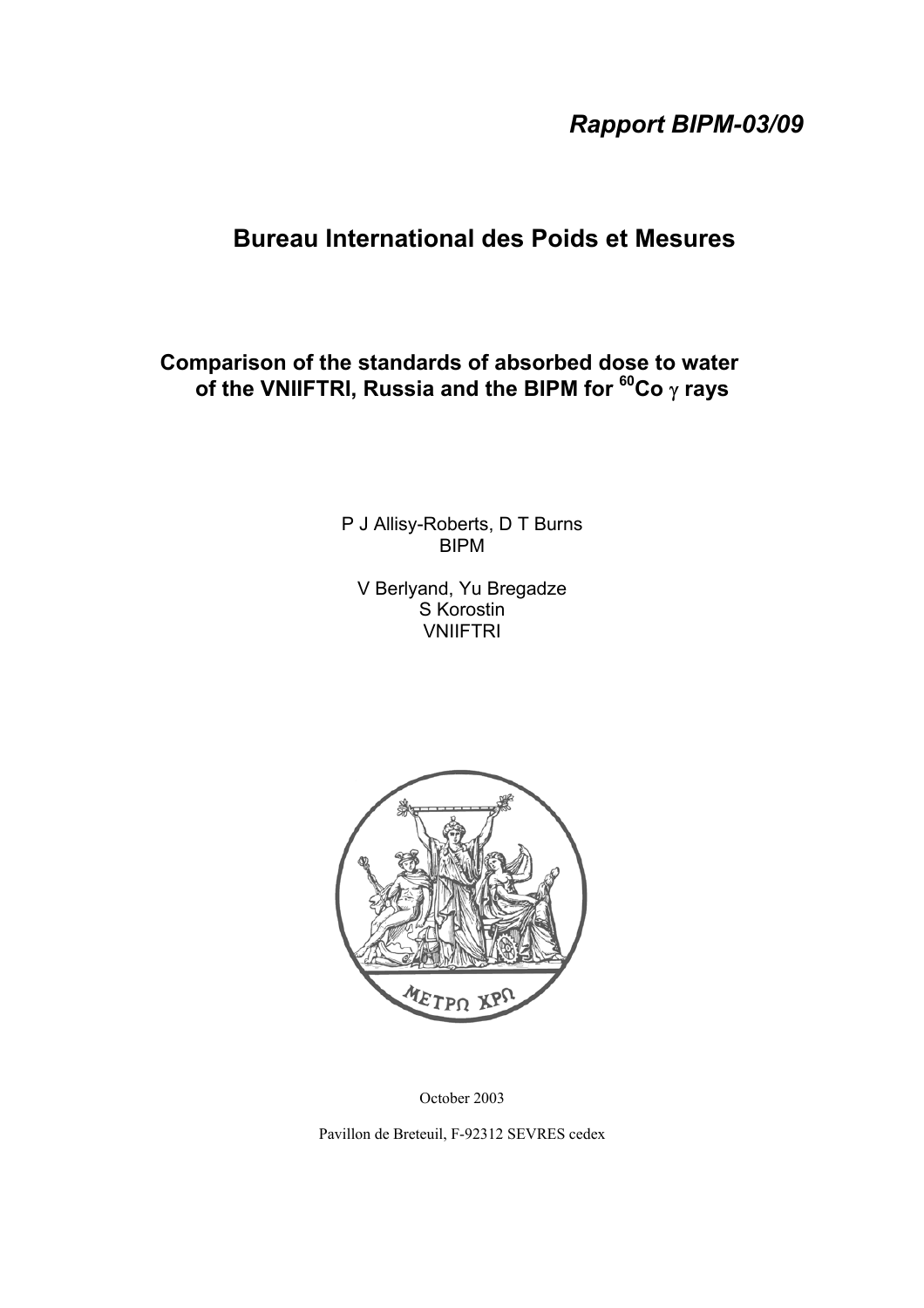*Rapport BIPM-03/09*

# Bureau International des Poids et Mesures

## Comparison of the standards of absorbed dose to water of the VNIIFTRI, Russia and the BIPM for $^{60}Co$ $\gamma$ rays

P J Allisy-Roberts, D T Burns
BIPM

V Berlyand, Yu Bregadze
S Korostin
VNIIFTRI

October 2003

Pavillon de Breteuil, F-92312 SEVRES cedex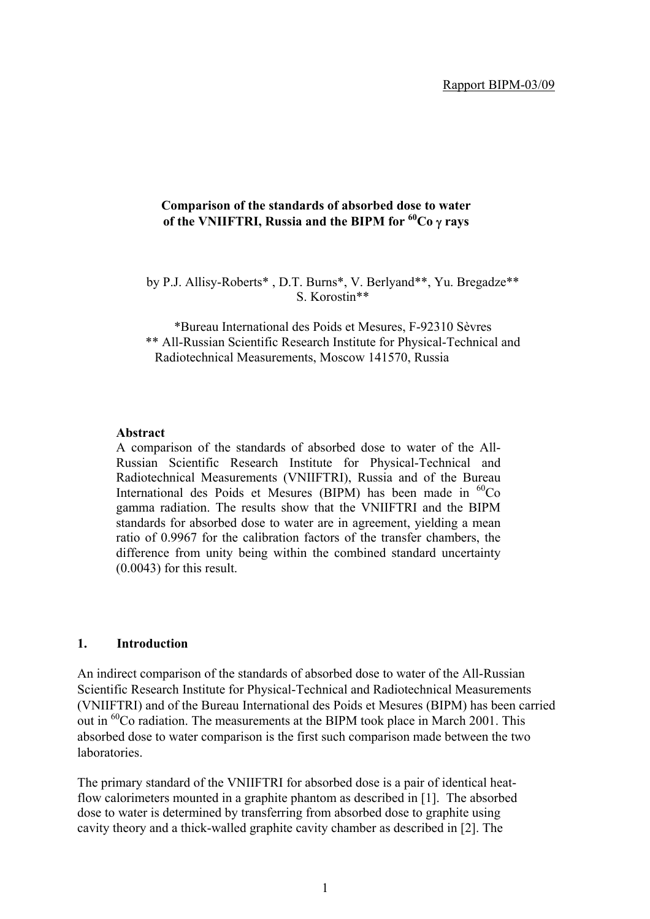Rapport BIPM-03/09

**Comparison of the standards of absorbed dose to water of the VNIIFTRI, Russia and the BIPM for $^{60}$Co $\gamma$ rays**

by P.J. Allisy-Roberts* , D.T. Burns*, V. Berlyand**, Yu. Bregadze** S. Korostin**

*Bureau International des Poids et Mesures, F-92310 Sèvres
** All-Russian Scientific Research Institute for Physical-Technical and Radiotechnical Measurements, Moscow 141570, Russia

**Abstract**

A comparison of the standards of absorbed dose to water of the All-Russian Scientific Research Institute for Physical-Technical and Radiotechnical Measurements (VNIIFTRI), Russia and of the Bureau International des Poids et Mesures (BIPM) has been made in $^{60}$Co gamma radiation. The results show that the VNIIFTRI and the BIPM standards for absorbed dose to water are in agreement, yielding a mean ratio of 0.9967 for the calibration factors of the transfer chambers, the difference from unity being within the combined standard uncertainty (0.0043) for this result.

## 1. Introduction

An indirect comparison of the standards of absorbed dose to water of the All-Russian Scientific Research Institute for Physical-Technical and Radiotechnical Measurements (VNIIFTRI) and of the Bureau International des Poids et Mesures (BIPM) has been carried out in $^{60}$Co radiation. The measurements at the BIPM took place in March 2001. This absorbed dose to water comparison is the first such comparison made between the two laboratories.

The primary standard of the VNIIFTRI for absorbed dose is a pair of identical heat-flow calorimeters mounted in a graphite phantom as described in [1]. The absorbed dose to water is determined by transferring from absorbed dose to graphite using cavity theory and a thick-walled graphite cavity chamber as described in [2]. The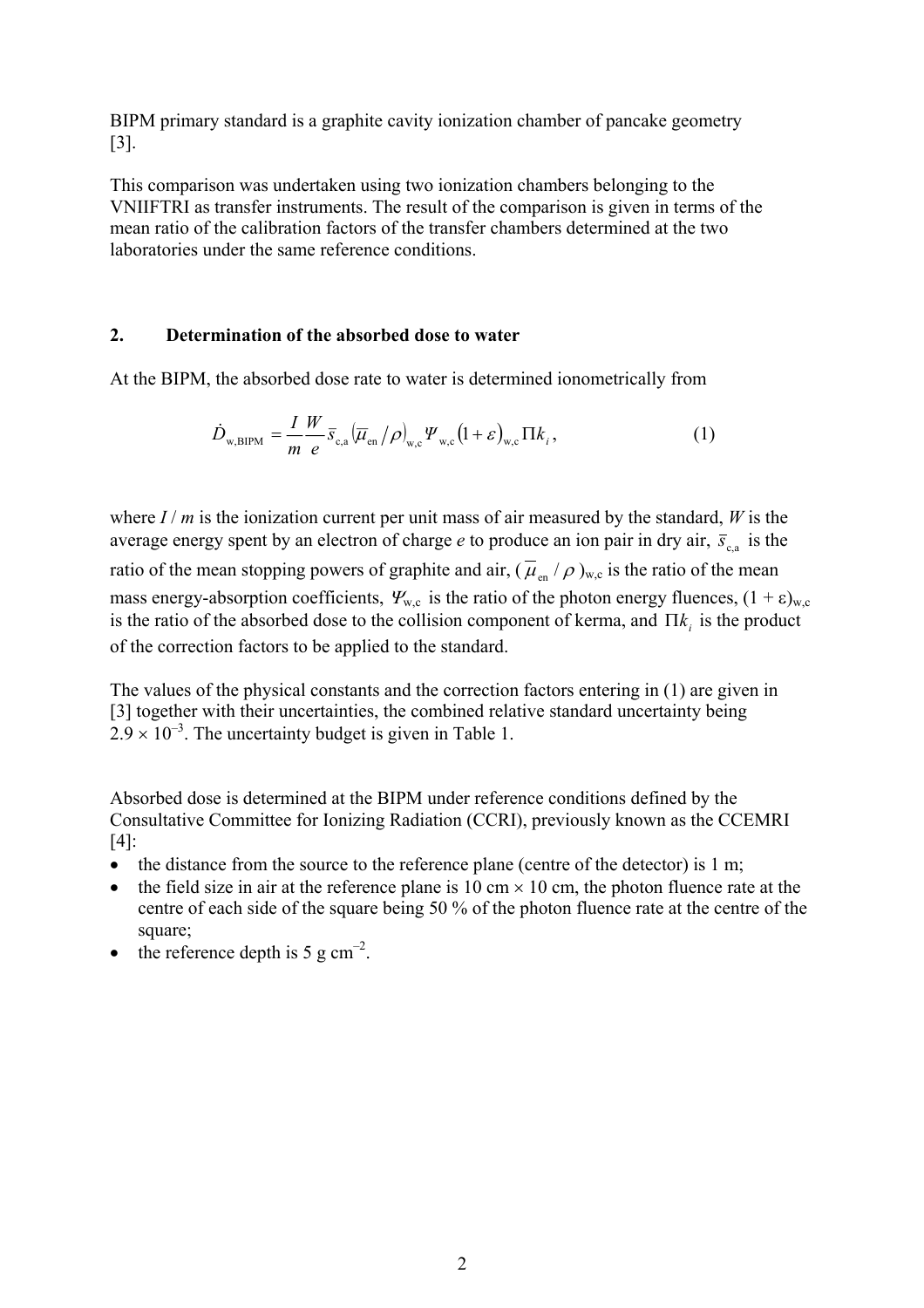BIPM primary standard is a graphite cavity ionization chamber of pancake geometry [3].

This comparison was undertaken using two ionization chambers belonging to the VNIIFTRI as transfer instruments. The result of the comparison is given in terms of the mean ratio of the calibration factors of the transfer chambers determined at the two laboratories under the same reference conditions.

## 2. Determination of the absorbed dose to water

At the BIPM, the absorbed dose rate to water is determined ionometrically from

$$\dot{D}_{\mathrm{w,BIPM}} = \frac{I}{m}\frac{W}{e}\bar{s}_{\mathrm{c,a}}\left(\bar{\mu}_{\mathrm{en}}/\rho\right)_{\mathrm{w,c}}\Psi_{\mathrm{w,c}}\left(1+\varepsilon\right)_{\mathrm{w,c}}\Pi k_i\,, \tag{1}$$

where $I/m$ is the ionization current per unit mass of air measured by the standard, $W$ is the average energy spent by an electron of charge $e$ to produce an ion pair in dry air, $\bar{s}_{\mathrm{c,a}}$ is the ratio of the mean stopping powers of graphite and air, $(\bar{\mu}_{\mathrm{en}}/\rho)_{\mathrm{w,c}}$ is the ratio of the mean mass energy-absorption coefficients, $\Psi_{\mathrm{w,c}}$ is the ratio of the photon energy fluences, $(1+\varepsilon)_{\mathrm{w,c}}$ is the ratio of the absorbed dose to the collision component of kerma, and $\Pi k_i$ is the product of the correction factors to be applied to the standard.

The values of the physical constants and the correction factors entering in (1) are given in [3] together with their uncertainties, the combined relative standard uncertainty being $2.9 \times 10^{-3}$. The uncertainty budget is given in Table 1.

Absorbed dose is determined at the BIPM under reference conditions defined by the Consultative Committee for Ionizing Radiation (CCRI), previously known as the CCEMRI [4]:

- the distance from the source to the reference plane (centre of the detector) is 1 m;
- the field size in air at the reference plane is 10 cm × 10 cm, the photon fluence rate at the centre of each side of the square being 50 % of the photon fluence rate at the centre of the square;
- the reference depth is 5 g cm$^{-2}$.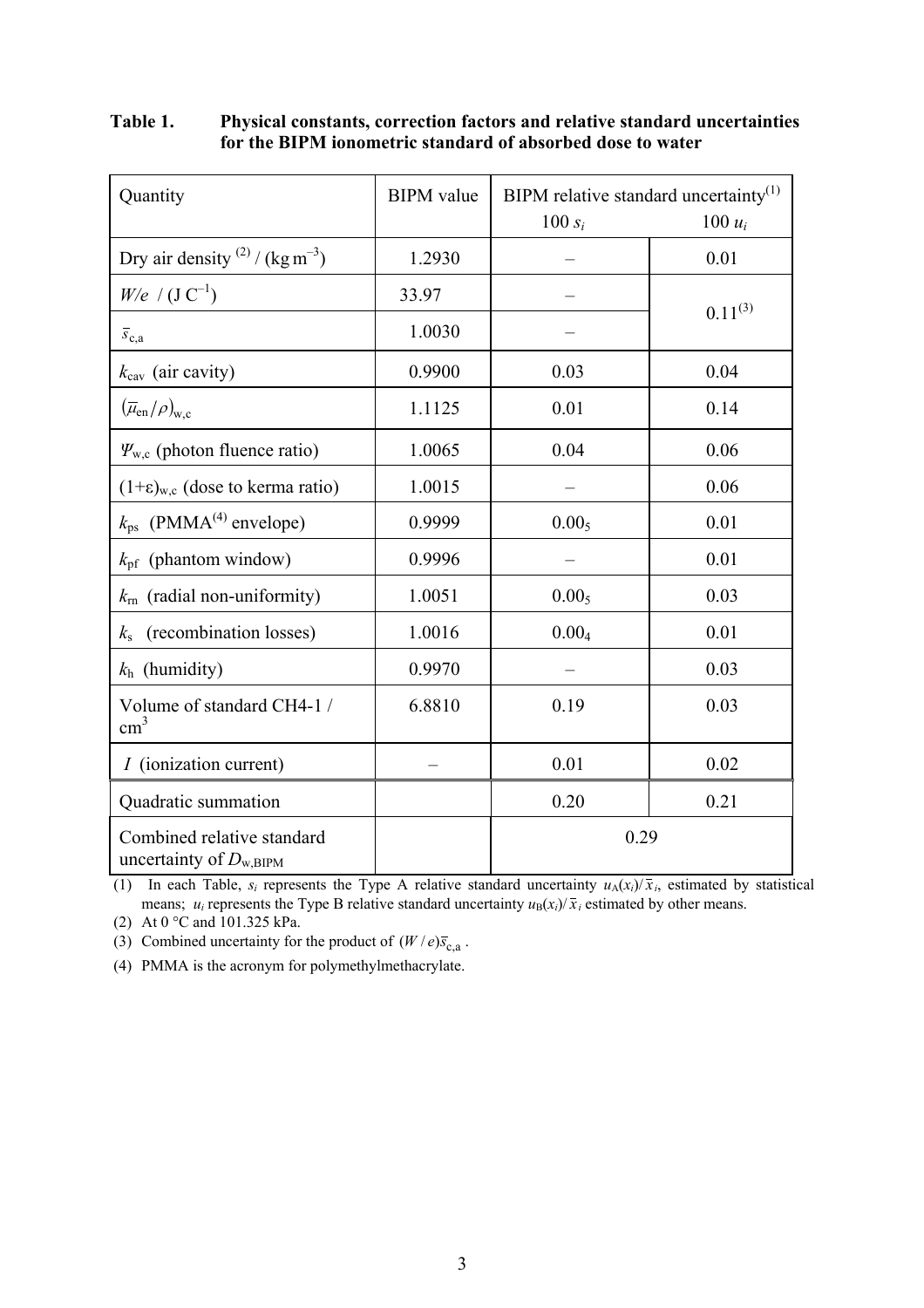**Table 1. Physical constants, correction factors and relative standard uncertainties for the BIPM ionometric standard of absorbed dose to water**

| Quantity | BIPM value | BIPM relative standard uncertainty[(1)] 100 $s_i$ | 100 $u_i$ |
|---|---|---|---|
| Dry air density [(2)] / (kg m$^{-3}$) | 1.2930 | – | 0.01 |
| $W/e$ / (J C$^{-1}$) | 33.97 | – | 0.11[(3)] |
| $\bar{s}_{c,a}$ | 1.0030 | – | |
| $k_{cav}$ (air cavity) | 0.9900 | 0.03 | 0.04 |
| $(\bar{\mu}_{en}/\rho)_{w,c}$ | 1.1125 | 0.01 | 0.14 |
| $\Psi_{w,c}$ (photon fluence ratio) | 1.0065 | 0.04 | 0.06 |
| $(1+\varepsilon)_{w,c}$ (dose to kerma ratio) | 1.0015 | – | 0.06 |
| $k_{ps}$ (PMMA[(4)] envelope) | 0.9999 | $0.00_5$ | 0.01 |
| $k_{pf}$ (phantom window) | 0.9996 | – | 0.01 |
| $k_{rn}$ (radial non-uniformity) | 1.0051 | $0.00_5$ | 0.03 |
| $k_s$ (recombination losses) | 1.0016 | $0.00_4$ | 0.01 |
| $k_h$ (humidity) | 0.9970 | – | 0.03 |
| Volume of standard CH4-1 / cm$^3$ | 6.8810 | 0.19 | 0.03 |
| $I$ (ionization current) | – | 0.01 | 0.02 |
| Quadratic summation | | 0.20 | 0.21 |
| Combined relative standard uncertainty of $D_{w,BIPM}$ | | 0.29 | |

(1) In each Table, $s_i$ represents the Type A relative standard uncertainty $u_A(x_i)/\bar{x}_i$, estimated by statistical means; $u_i$ represents the Type B relative standard uncertainty $u_B(x_i)/\bar{x}_i$ estimated by other means.

(2) At 0 °C and 101.325 kPa.

(3) Combined uncertainty for the product of $(W/e)\bar{s}_{c,a}$.

(4) PMMA is the acronym for polymethylmethacrylate.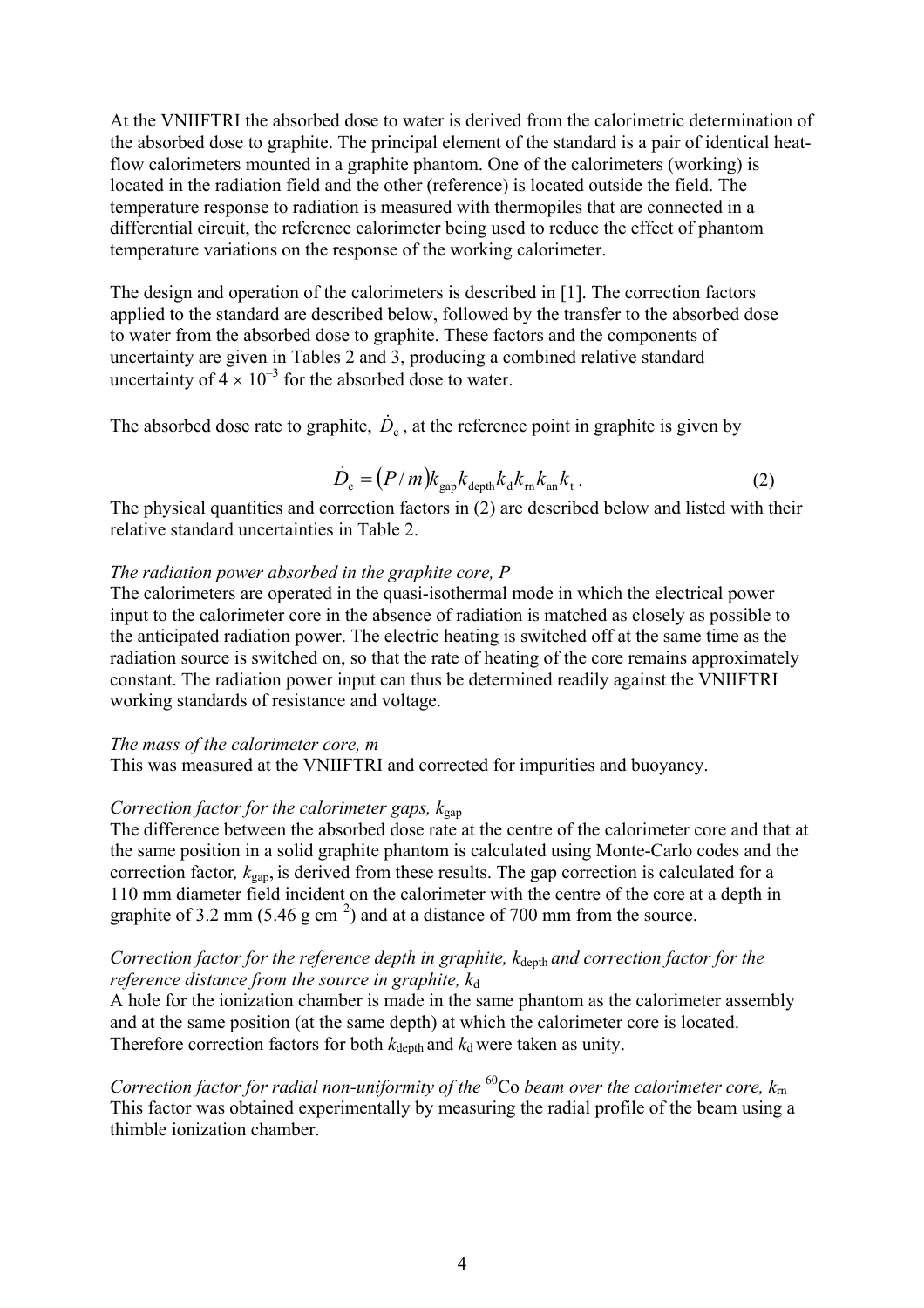At the VNIIFTRI the absorbed dose to water is derived from the calorimetric determination of the absorbed dose to graphite. The principal element of the standard is a pair of identical heat-flow calorimeters mounted in a graphite phantom. One of the calorimeters (working) is located in the radiation field and the other (reference) is located outside the field. The temperature response to radiation is measured with thermopiles that are connected in a differential circuit, the reference calorimeter being used to reduce the effect of phantom temperature variations on the response of the working calorimeter.

The design and operation of the calorimeters is described in [1]. The correction factors applied to the standard are described below, followed by the transfer to the absorbed dose to water from the absorbed dose to graphite. These factors and the components of uncertainty are given in Tables 2 and 3, producing a combined relative standard uncertainty of $4 \times 10^{-3}$ for the absorbed dose to water.

The absorbed dose rate to graphite, $\dot{D}_c$, at the reference point in graphite is given by

$$\dot{D}_c = (P/m) k_{gap} k_{depth} k_d k_{rn} k_{an} k_t \, . \tag{2}$$

The physical quantities and correction factors in (2) are described below and listed with their relative standard uncertainties in Table 2.

*The radiation power absorbed in the graphite core, P*

The calorimeters are operated in the quasi-isothermal mode in which the electrical power input to the calorimeter core in the absence of radiation is matched as closely as possible to the anticipated radiation power. The electric heating is switched off at the same time as the radiation source is switched on, so that the rate of heating of the core remains approximately constant. The radiation power input can thus be determined readily against the VNIIFTRI working standards of resistance and voltage.

*The mass of the calorimeter core, m*

This was measured at the VNIIFTRI and corrected for impurities and buoyancy.

*Correction factor for the calorimeter gaps,* $k_{gap}$

The difference between the absorbed dose rate at the centre of the calorimeter core and that at the same position in a solid graphite phantom is calculated using Monte-Carlo codes and the correction factor, $k_{gap}$, is derived from these results. The gap correction is calculated for a 110 mm diameter field incident on the calorimeter with the centre of the core at a depth in graphite of 3.2 mm (5.46 g cm$^{-2}$) and at a distance of 700 mm from the source.

*Correction factor for the reference depth in graphite,* $k_{depth}$ *and correction factor for the reference distance from the source in graphite,* $k_d$

A hole for the ionization chamber is made in the same phantom as the calorimeter assembly and at the same position (at the same depth) at which the calorimeter core is located. Therefore correction factors for both $k_{depth}$ and $k_d$ were taken as unity.

*Correction factor for radial non-uniformity of the* $^{60}$Co *beam over the calorimeter core,* $k_{rn}$

This factor was obtained experimentally by measuring the radial profile of the beam using a thimble ionization chamber.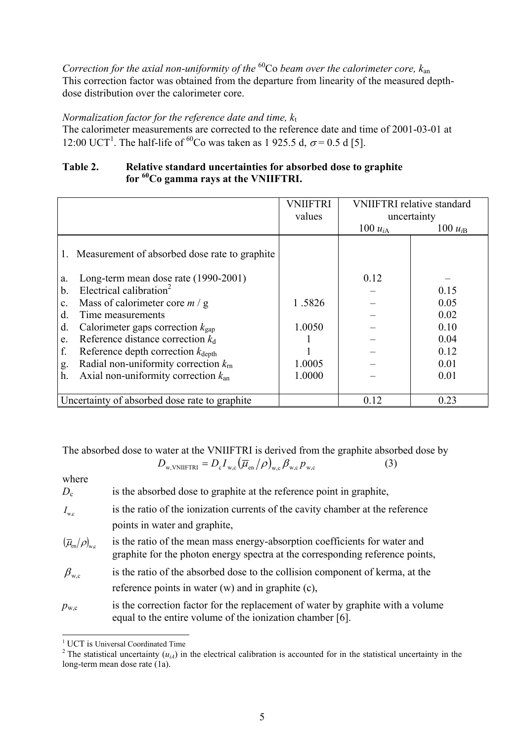*Correction for the axial non-uniformity of the* $^{60}$Co *beam over the calorimeter core,* $k_{an}$
This correction factor was obtained from the departure from linearity of the measured depth-dose distribution over the calorimeter core.

*Normalization factor for the reference date and time,* $k_t$
The calorimeter measurements are corrected to the reference date and time of 2001-03-01 at 12:00 UCT[1]. The half-life of $^{60}$Co was taken as 1 925.5 d, $\sigma = 0.5$ d [5].

**Table 2. Relative standard uncertainties for absorbed dose to graphite for $^{60}$Co gamma rays at the VNIIFTRI.**

| | VNIIFTRI values | VNIIFTRI relative standard uncertainty | |
|---|---|---|---|
| | | $100\, u_{iA}$ | $100\, u_{iB}$ |
| 1. Measurement of absorbed dose rate to graphite | | | |
| a. Long-term mean dose rate (1990-2001) | | 0.12 | – |
| b. Electrical calibration[2] | | – | 0.15 |
| c. Mass of calorimeter core $m$ / g | 1 .5826 | – | 0.05 |
| d. Time measurements | | – | 0.02 |
| d. Calorimeter gaps correction $k_{gap}$ | 1.0050 | – | 0.10 |
| e. Reference distance correction $k_d$ | 1 | – | 0.04 |
| f. Reference depth correction $k_{depth}$ | 1 | – | 0.12 |
| g. Radial non-uniformity correction $k_{rn}$ | 1.0005 | – | 0.01 |
| h. Axial non-uniformity correction $k_{an}$ | 1.0000 | – | 0.01 |
| Uncertainty of absorbed dose rate to graphite | | 0.12 | 0.23 |

The absorbed dose to water at the VNIIFTRI is derived from the graphite absorbed dose by

$$D_{\mathrm{w,VNIIFTRI}} = D_{\mathrm{c}} I_{\mathrm{w,c}} \left(\bar{\mu}_{\mathrm{en}}/\rho\right)_{\mathrm{w,c}} \beta_{\mathrm{w,c}} p_{\mathrm{w,c}} \qquad (3)$$

where

- $D_c$ is the absorbed dose to graphite at the reference point in graphite,
- $I_{w,c}$ is the ratio of the ionization currents of the cavity chamber at the reference points in water and graphite,
- $(\bar{\mu}_{en}/\rho)_{w,c}$ is the ratio of the mean mass energy-absorption coefficients for water and graphite for the photon energy spectra at the corresponding reference points,
- $\beta_{w,c}$ is the ratio of the absorbed dose to the collision component of kerma, at the reference points in water (w) and in graphite (c),
- $p_{w,c}$ is the correction factor for the replacement of water by graphite with a volume equal to the entire volume of the ionization chamber [6].

---

[1] UCT is Universal Coordinated Time

[2] The statistical uncertainty ($u_{iA}$) in the electrical calibration is accounted for in the statistical uncertainty in the long-term mean dose rate (1a).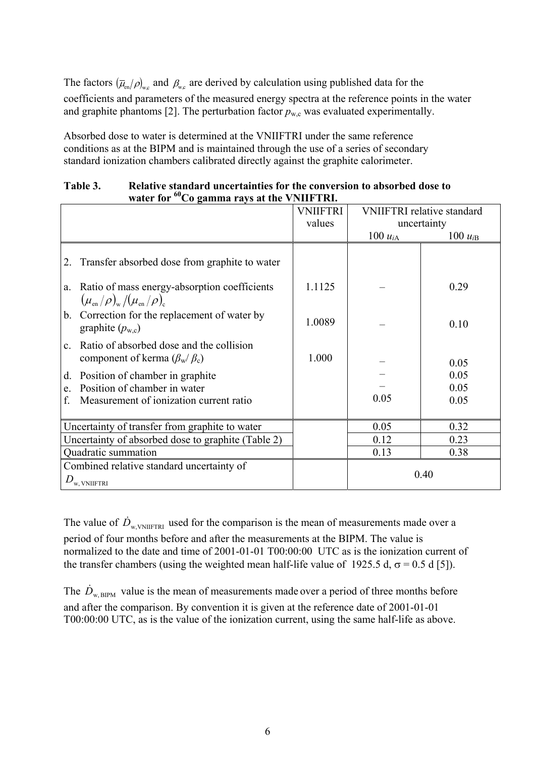The factors $(\overline{\mu}_{en}/\rho)_{w,c}$ and $\beta_{w,c}$ are derived by calculation using published data for the coefficients and parameters of the measured energy spectra at the reference points in the water and graphite phantoms [2]. The perturbation factor $p_{w,c}$ was evaluated experimentally.

Absorbed dose to water is determined at the VNIIFTRI under the same reference conditions as at the BIPM and is maintained through the use of a series of secondary standard ionization chambers calibrated directly against the graphite calorimeter.

**Table 3. Relative standard uncertainties for the conversion to absorbed dose to water for $^{60}$Co gamma rays at the VNIIFTRI.**

| | VNIIFTRI values | VNIIFTRI relative standard uncertainty | |
|---|---|---|---|
| | | $100\ u_{iA}$ | $100\ u_{iB}$ |
| 2. Transfer absorbed dose from graphite to water | | | |
| a. Ratio of mass energy-absorption coefficients $(\mu_{en}/\rho)_w/(\mu_{en}/\rho)_c$ | 1.1125 | – | 0.29 |
| b. Correction for the replacement of water by graphite ($p_{w,c}$) | 1.0089 | – | 0.10 |
| c. Ratio of absorbed dose and the collision component of kerma ($\beta_w/\beta_c$) | 1.000 | – | 0.05 |
| d. Position of chamber in graphite | | – | 0.05 |
| e. Position of chamber in water | | – | 0.05 |
| f. Measurement of ionization current ratio | | 0.05 | 0.05 |
| Uncertainty of transfer from graphite to water | | 0.05 | 0.32 |
| Uncertainty of absorbed dose to graphite (Table 2) | | 0.12 | 0.23 |
| Quadratic summation | | 0.13 | 0.38 |
| Combined relative standard uncertainty of $D_{w,\,VNIIFTRI}$ | | 0.40 | |

The value of $\dot{D}_{w,VNIIFTRI}$ used for the comparison is the mean of measurements made over a period of four months before and after the measurements at the BIPM. The value is normalized to the date and time of 2001-01-01 T00:00:00 UTC as is the ionization current of the transfer chambers (using the weighted mean half-life value of 1925.5 d, $\sigma$ = 0.5 d [5]).

The $\dot{D}_{w,\,BIPM}$ value is the mean of measurements made over a period of three months before and after the comparison. By convention it is given at the reference date of 2001-01-01 T00:00:00 UTC, as is the value of the ionization current, using the same half-life as above.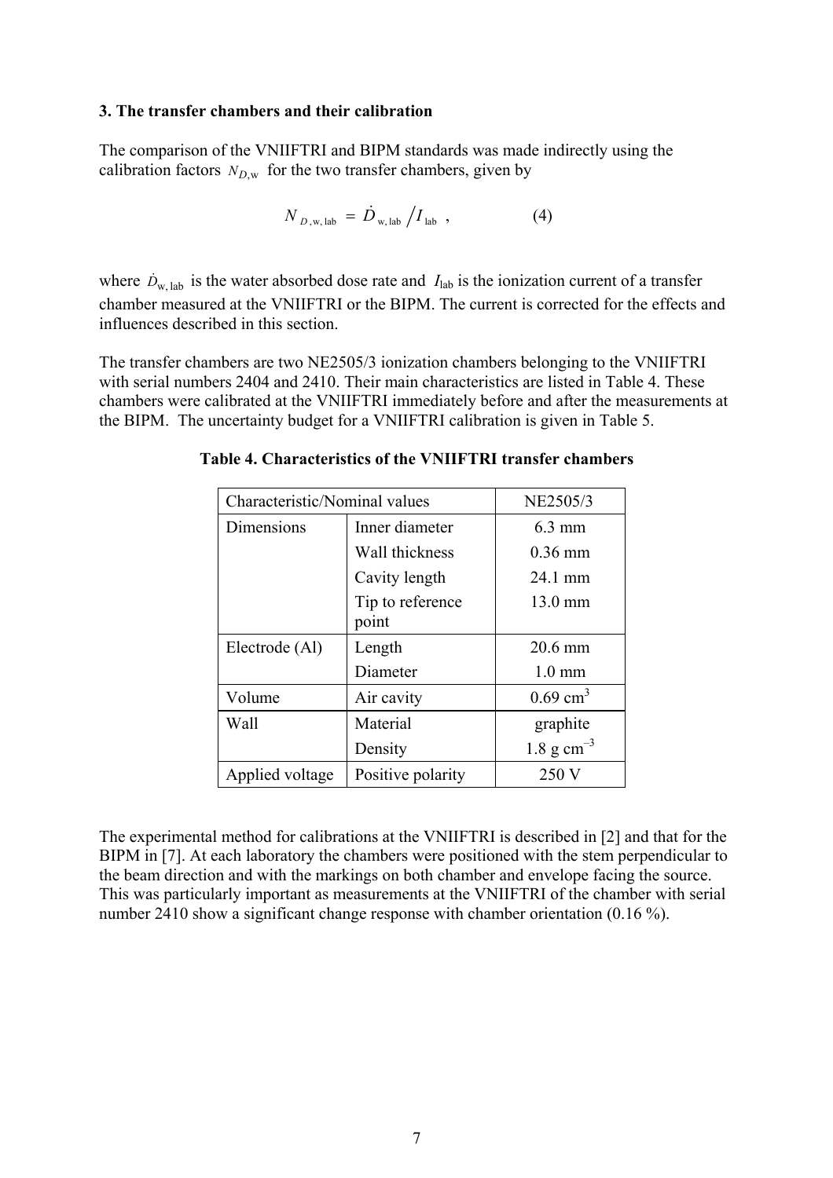### 3. The transfer chambers and their calibration

The comparison of the VNIIFTRI and BIPM standards was made indirectly using the calibration factors $N_{D,\text{w}}$ for the two transfer chambers, given by

$$N_{D,\text{w, lab}} = \dot{D}_{\text{w, lab}} \big/ I_{\text{lab}} \; , \qquad (4)$$

where $\dot{D}_{\text{w, lab}}$ is the water absorbed dose rate and $I_{\text{lab}}$ is the ionization current of a transfer chamber measured at the VNIIFTRI or the BIPM. The current is corrected for the effects and influences described in this section.

The transfer chambers are two NE2505/3 ionization chambers belonging to the VNIIFTRI with serial numbers 2404 and 2410. Their main characteristics are listed in Table 4. These chambers were calibrated at the VNIIFTRI immediately before and after the measurements at the BIPM. The uncertainty budget for a VNIIFTRI calibration is given in Table 5.

**Table 4. Characteristics of the VNIIFTRI transfer chambers**

| Characteristic/Nominal values | | NE2505/3 |
|---|---|---|
| Dimensions | Inner diameter | 6.3 mm |
| | Wall thickness | 0.36 mm |
| | Cavity length | 24.1 mm |
| | Tip to reference point | 13.0 mm |
| Electrode (Al) | Length | 20.6 mm |
| | Diameter | 1.0 mm |
| Volume | Air cavity | 0.69 cm$^3$ |
| Wall | Material | graphite |
| | Density | 1.8 g cm$^{-3}$ |
| Applied voltage | Positive polarity | 250 V |

The experimental method for calibrations at the VNIIFTRI is described in [2] and that for the BIPM in [7]. At each laboratory the chambers were positioned with the stem perpendicular to the beam direction and with the markings on both chamber and envelope facing the source. This was particularly important as measurements at the VNIIFTRI of the chamber with serial number 2410 show a significant change response with chamber orientation (0.16 %).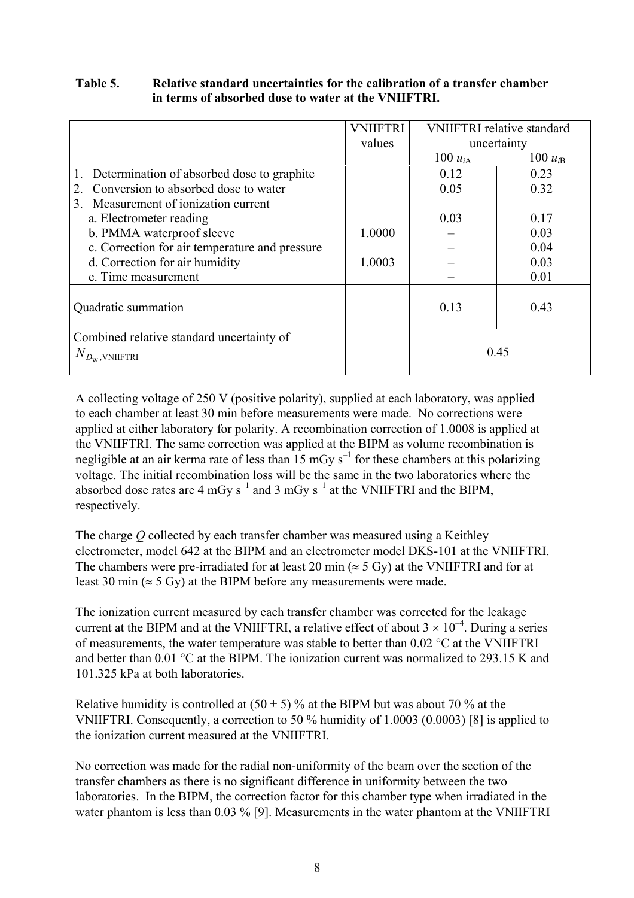**Table 5. Relative standard uncertainties for the calibration of a transfer chamber in terms of absorbed dose to water at the VNIIFTRI.**

| | VNIIFTRI values | VNIIFTRI relative standard uncertainty | |
|---|---|---|---|
| | | 100 $u_{iA}$ | 100 $u_{iB}$ |
| 1. Determination of absorbed dose to graphite | | 0.12 | 0.23 |
| 2. Conversion to absorbed dose to water | | 0.05 | 0.32 |
| 3. Measurement of ionization current | | | |
| a. Electrometer reading | | 0.03 | 0.17 |
| b. PMMA waterproof sleeve | 1.0000 | – | 0.03 |
| c. Correction for air temperature and pressure | | – | 0.04 |
| d. Correction for air humidity | 1.0003 | – | 0.03 |
| e. Time measurement | | – | 0.01 |
| Quadratic summation | | 0.13 | 0.43 |
| Combined relative standard uncertainty of $N_{D_{\mathrm{w}},\mathrm{VNIIFTRI}}$ | | 0.45 | |

A collecting voltage of 250 V (positive polarity), supplied at each laboratory, was applied to each chamber at least 30 min before measurements were made. No corrections were applied at either laboratory for polarity. A recombination correction of 1.0008 is applied at the VNIIFTRI. The same correction was applied at the BIPM as volume recombination is negligible at an air kerma rate of less than 15 mGy $s^{-1}$ for these chambers at this polarizing voltage. The initial recombination loss will be the same in the two laboratories where the absorbed dose rates are 4 mGy $s^{-1}$ and 3 mGy $s^{-1}$ at the VNIIFTRI and the BIPM, respectively.

The charge $Q$ collected by each transfer chamber was measured using a Keithley electrometer, model 642 at the BIPM and an electrometer model DKS-101 at the VNIIFTRI. The chambers were pre-irradiated for at least 20 min (≈ 5 Gy) at the VNIIFTRI and for at least 30 min (≈ 5 Gy) at the BIPM before any measurements were made.

The ionization current measured by each transfer chamber was corrected for the leakage current at the BIPM and at the VNIIFTRI, a relative effect of about $3 \times 10^{-4}$. During a series of measurements, the water temperature was stable to better than 0.02 °C at the VNIIFTRI and better than 0.01 °C at the BIPM. The ionization current was normalized to 293.15 K and 101.325 kPa at both laboratories.

Relative humidity is controlled at (50 ± 5) % at the BIPM but was about 70 % at the VNIIFTRI. Consequently, a correction to 50 % humidity of 1.0003 (0.0003) [8] is applied to the ionization current measured at the VNIIFTRI.

No correction was made for the radial non-uniformity of the beam over the section of the transfer chambers as there is no significant difference in uniformity between the two laboratories. In the BIPM, the correction factor for this chamber type when irradiated in the water phantom is less than 0.03 % [9]. Measurements in the water phantom at the VNIIFTRI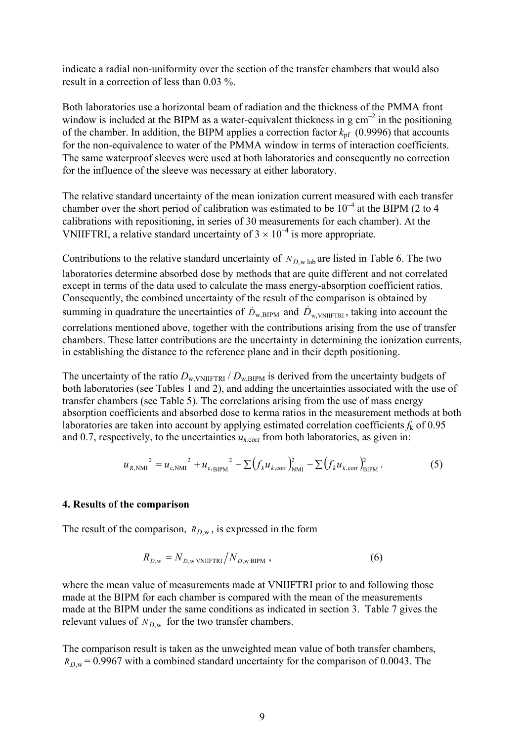indicate a radial non-uniformity over the section of the transfer chambers that would also result in a correction of less than 0.03 %.

Both laboratories use a horizontal beam of radiation and the thickness of the PMMA front window is included at the BIPM as a water-equivalent thickness in g cm$^{-2}$ in the positioning of the chamber. In addition, the BIPM applies a correction factor $k_{\text{pf}}$ (0.9996) that accounts for the non-equivalence to water of the PMMA window in terms of interaction coefficients. The same waterproof sleeves were used at both laboratories and consequently no correction for the influence of the sleeve was necessary at either laboratory.

The relative standard uncertainty of the mean ionization current measured with each transfer chamber over the short period of calibration was estimated to be $10^{-4}$ at the BIPM (2 to 4 calibrations with repositioning, in series of 30 measurements for each chamber). At the VNIIFTRI, a relative standard uncertainty of $3 \times 10^{-4}$ is more appropriate.

Contributions to the relative standard uncertainty of $N_{D,\text{w lab}}$ are listed in Table 6. The two laboratories determine absorbed dose by methods that are quite different and not correlated except in terms of the data used to calculate the mass energy-absorption coefficient ratios. Consequently, the combined uncertainty of the result of the comparison is obtained by summing in quadrature the uncertainties of $\dot{D}_{\text{w,BIPM}}$ and $\dot{D}_{\text{w,VNIIFTRI}}$, taking into account the correlations mentioned above, together with the contributions arising from the use of transfer chambers. These latter contributions are the uncertainty in determining the ionization currents, in establishing the distance to the reference plane and in their depth positioning.

The uncertainty of the ratio $D_{\text{w,VNIIFTRI}} / D_{\text{w,BIPM}}$ is derived from the uncertainty budgets of both laboratories (see Tables 1 and 2), and adding the uncertainties associated with the use of transfer chambers (see Table 5). The correlations arising from the use of mass energy absorption coefficients and absorbed dose to kerma ratios in the measurement methods at both laboratories are taken into account by applying estimated correlation coefficients $f_k$ of 0.95 and 0.7, respectively, to the uncertainties $u_{k,\text{corr}}$ from both laboratories, as given in:

$$u_{R,\text{NMI}}{}^2 = u_{\text{c,NMI}}{}^2 + u_{\text{c, BIPM}}{}^2 - \sum\left(f_k u_{k,\text{corr}}\right)^2_{\text{NMI}} - \sum\left(f_k u_{k,\text{corr}}\right)^2_{\text{BIPM}} . \quad (5)$$

## 4. Results of the comparison

The result of the comparison, $R_{D,\text{w}}$, is expressed in the form

$$R_{D,\text{w}} = N_{D,\text{w VNIIFTRI}} / N_{D,\text{w BIPM}} , \quad (6)$$

where the mean value of measurements made at VNIIFTRI prior to and following those made at the BIPM for each chamber is compared with the mean of the measurements made at the BIPM under the same conditions as indicated in section 3. Table 7 gives the relevant values of $N_{D,\text{w}}$ for the two transfer chambers.

The comparison result is taken as the unweighted mean value of both transfer chambers, $R_{D,\text{w}} = 0.9967$ with a combined standard uncertainty for the comparison of 0.0043. The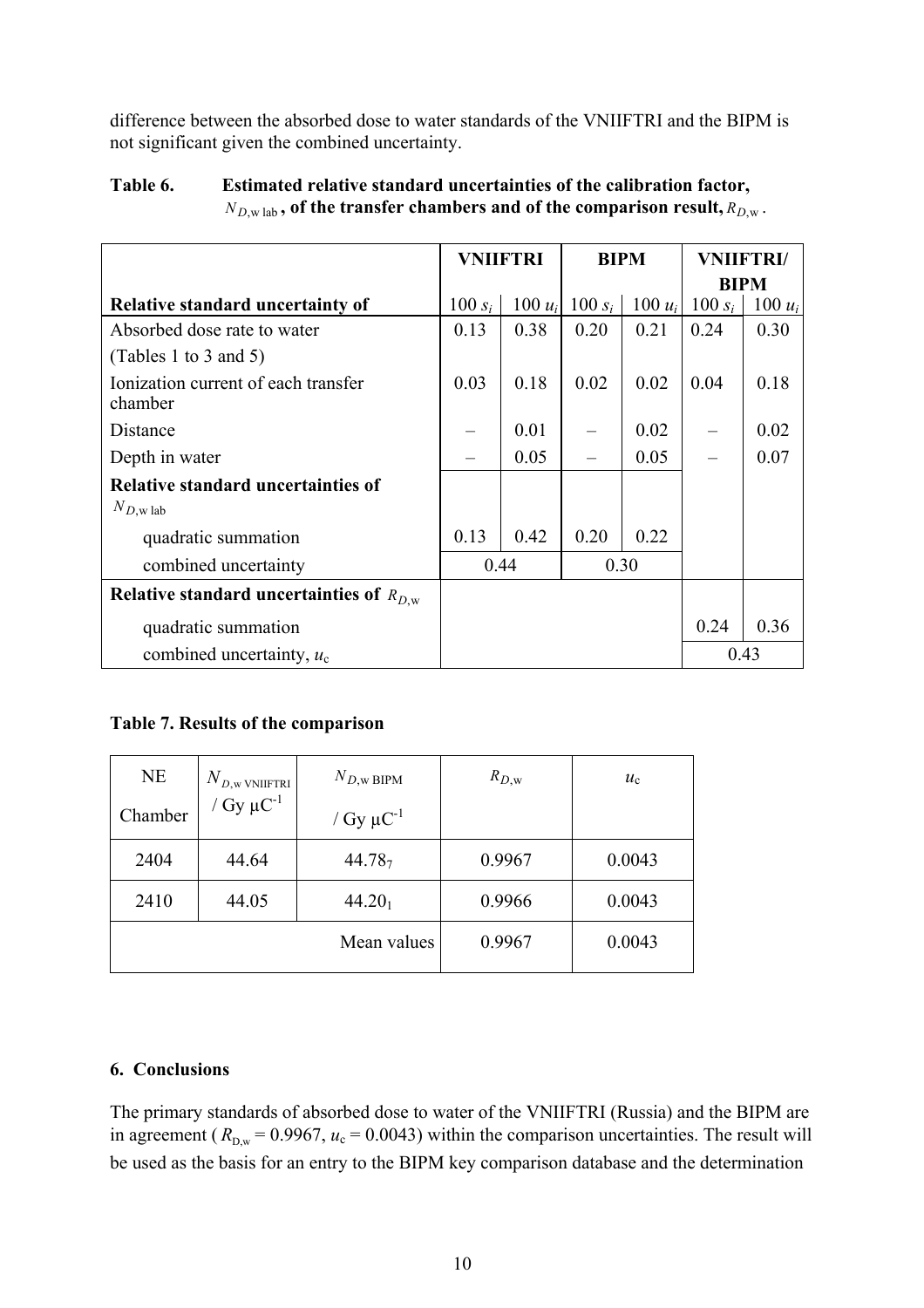difference between the absorbed dose to water standards of the VNIIFTRI and the BIPM is not significant given the combined uncertainty.

**Table 6. Estimated relative standard uncertainties of the calibration factor, $N_{D,\text{w lab}}$, of the transfer chambers and of the comparison result, $R_{D,\text{w}}$.**

| | VNIIFTRI | | BIPM | | VNIIFTRI/ BIPM | |
|---|---|---|---|---|---|---|
| **Relative standard uncertainty of** | $100\, s_i$ | $100\, u_i$ | $100\, s_i$ | $100\, u_i$ | $100\, s_i$ | $100\, u_i$ |
| Absorbed dose rate to water (Tables 1 to 3 and 5) | 0.13 | 0.38 | 0.20 | 0.21 | 0.24 | 0.30 |
| Ionization current of each transfer chamber | 0.03 | 0.18 | 0.02 | 0.02 | 0.04 | 0.18 |
| Distance | – | 0.01 | – | 0.02 | – | 0.02 |
| Depth in water | – | 0.05 | – | 0.05 | – | 0.07 |
| **Relative standard uncertainties of $N_{D,\text{w lab}}$** | | | | | | |
| quadratic summation | 0.13 | 0.42 | 0.20 | 0.22 | | |
| combined uncertainty | 0.44 | | 0.30 | | | |
| **Relative standard uncertainties of $R_{D,\text{w}}$** | | | | | | |
| quadratic summation | | | | | 0.24 | 0.36 |
| combined uncertainty, $u_c$ | | | | | 0.43 | |

**Table 7. Results of the comparison**

| NE Chamber | $N_{D,\text{w VNIIFTRI}}$ / Gy μC$^{-1}$ | $N_{D,\text{w BIPM}}$ / Gy μC$^{-1}$ | $R_{D,\text{w}}$ | $u_c$ |
|---|---|---|---|---|
| 2404 | 44.64 | $44.78_7$ | 0.9967 | 0.0043 |
| 2410 | 44.05 | $44.20_1$ | 0.9966 | 0.0043 |
| | | Mean values | 0.9967 | 0.0043 |

## 6. Conclusions

The primary standards of absorbed dose to water of the VNIIFTRI (Russia) and the BIPM are in agreement ($R_{D,\text{w}} = 0.9967$, $u_c = 0.0043$) within the comparison uncertainties. The result will be used as the basis for an entry to the BIPM key comparison database and the determination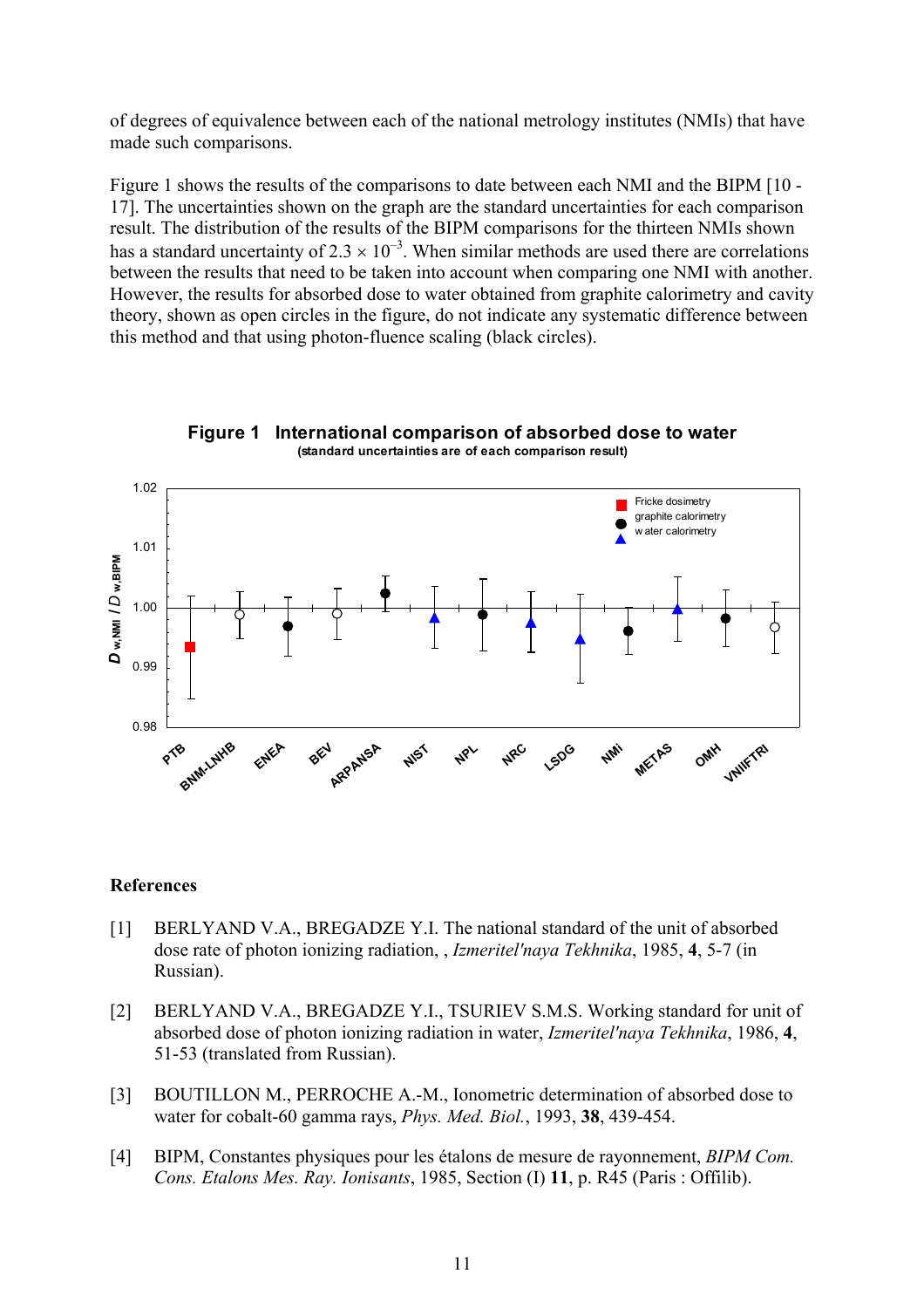of degrees of equivalence between each of the national metrology institutes (NMIs) that have made such comparisons.

Figure 1 shows the results of the comparisons to date between each NMI and the BIPM [10 - 17]. The uncertainties shown on the graph are the standard uncertainties for each comparison result. The distribution of the results of the BIPM comparisons for the thirteen NMIs shown has a standard uncertainty of $2.3 \times 10^{-3}$. When similar methods are used there are correlations between the results that need to be taken into account when comparing one NMI with another. However, the results for absorbed dose to water obtained from graphite calorimetry and cavity theory, shown as open circles in the figure, do not indicate any systematic difference between this method and that using photon-fluence scaling (black circles).

**Figure 1 International comparison of absorbed dose to water**
(standard uncertainties are of each comparison result)

## References

[1] BERLYAND V.A., BREGADZE Y.I. The national standard of the unit of absorbed dose rate of photon ionizing radiation, , *Izmeritel'naya Tekhnika*, 1985, **4**, 5-7 (in Russian).

[2] BERLYAND V.A., BREGADZE Y.I., TSURIEV S.M.S. Working standard for unit of absorbed dose of photon ionizing radiation in water, *Izmeritel'naya Tekhnika*, 1986, **4**, 51-53 (translated from Russian).

[3] BOUTILLON M., PERROCHE A.-M., Ionometric determination of absorbed dose to water for cobalt-60 gamma rays, *Phys. Med. Biol.*, 1993, **38**, 439-454.

[4] BIPM, Constantes physiques pour les étalons de mesure de rayonnement, *BIPM Com. Cons. Etalons Mes. Ray. Ionisants*, 1985, Section (I) **11**, p. R45 (Paris : Offilib).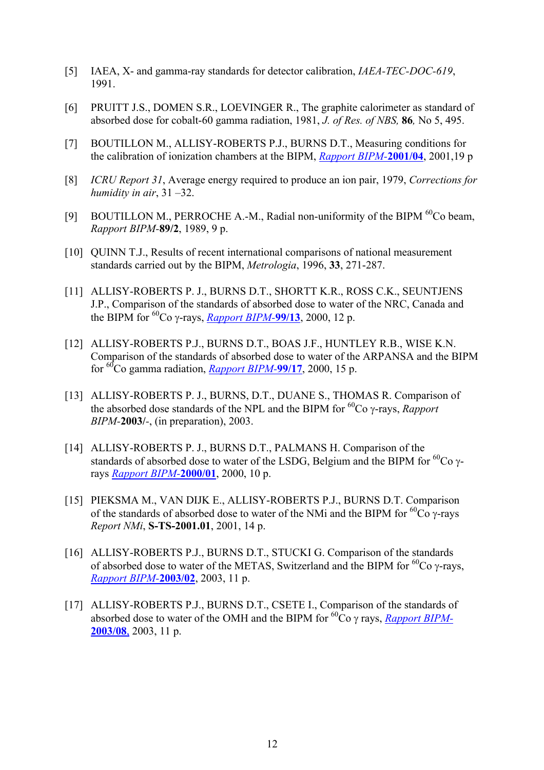[5] IAEA, X- and gamma-ray standards for detector calibration, *IAEA-TEC-DOC-619*, 1991.

[6] PRUITT J.S., DOMEN S.R., LOEVINGER R., The graphite calorimeter as standard of absorbed dose for cobalt-60 gamma radiation, 1981, *J. of Res. of NBS,* **86***,* No 5, 495.

[7] BOUTILLON M., ALLISY-ROBERTS P.J., BURNS D.T., Measuring conditions for the calibration of ionization chambers at the BIPM, *Rapport BIPM*-**2001/04**, 2001,19 p

[8] *ICRU Report 31*, Average energy required to produce an ion pair, 1979, *Corrections for humidity in air*, 31 –32.

[9] BOUTILLON M., PERROCHE A.-M., Radial non-uniformity of the BIPM $^{60}$Co beam, *Rapport BIPM*-**89/2**, 1989, 9 p.

[10] QUINN T.J., Results of recent international comparisons of national measurement standards carried out by the BIPM, *Metrologia*, 1996, **33**, 271-287.

[11] ALLISY-ROBERTS P. J., BURNS D.T., SHORTT K.R., ROSS C.K., SEUNTJENS J.P., Comparison of the standards of absorbed dose to water of the NRC, Canada and the BIPM for $^{60}$Co γ-rays, *Rapport BIPM*-**99/13**, 2000, 12 p.

[12] ALLISY-ROBERTS P.J., BURNS D.T., BOAS J.F., HUNTLEY R.B., WISE K.N. Comparison of the standards of absorbed dose to water of the ARPANSA and the BIPM for $^{60}$Co gamma radiation, *Rapport BIPM*-**99/17**, 2000, 15 p.

[13] ALLISY-ROBERTS P. J., BURNS, D.T., DUANE S., THOMAS R. Comparison of the absorbed dose standards of the NPL and the BIPM for $^{60}$Co γ-rays, *Rapport BIPM*-**2003**/-, (in preparation), 2003.

[14] ALLISY-ROBERTS P. J., BURNS D.T., PALMANS H. Comparison of the standards of absorbed dose to water of the LSDG, Belgium and the BIPM for $^{60}$Co γ-rays *Rapport BIPM*-**2000/01**, 2000, 10 p.

[15] PIEKSMA M., VAN DIJK E., ALLISY-ROBERTS P.J., BURNS D.T. Comparison of the standards of absorbed dose to water of the NMi and the BIPM for $^{60}$Co γ-rays *Report NMi*, **S-TS-2001.01**, 2001, 14 p.

[16] ALLISY-ROBERTS P.J., BURNS D.T., STUCKI G. Comparison of the standards of absorbed dose to water of the METAS, Switzerland and the BIPM for $^{60}$Co γ-rays, *Rapport BIPM*-**2003/02**, 2003, 11 p.

[17] ALLISY-ROBERTS P.J., BURNS D.T., CSETE I., Comparison of the standards of absorbed dose to water of the OMH and the BIPM for $^{60}$Co γ rays, *Rapport BIPM*-**2003/08**, 2003, 11 p.